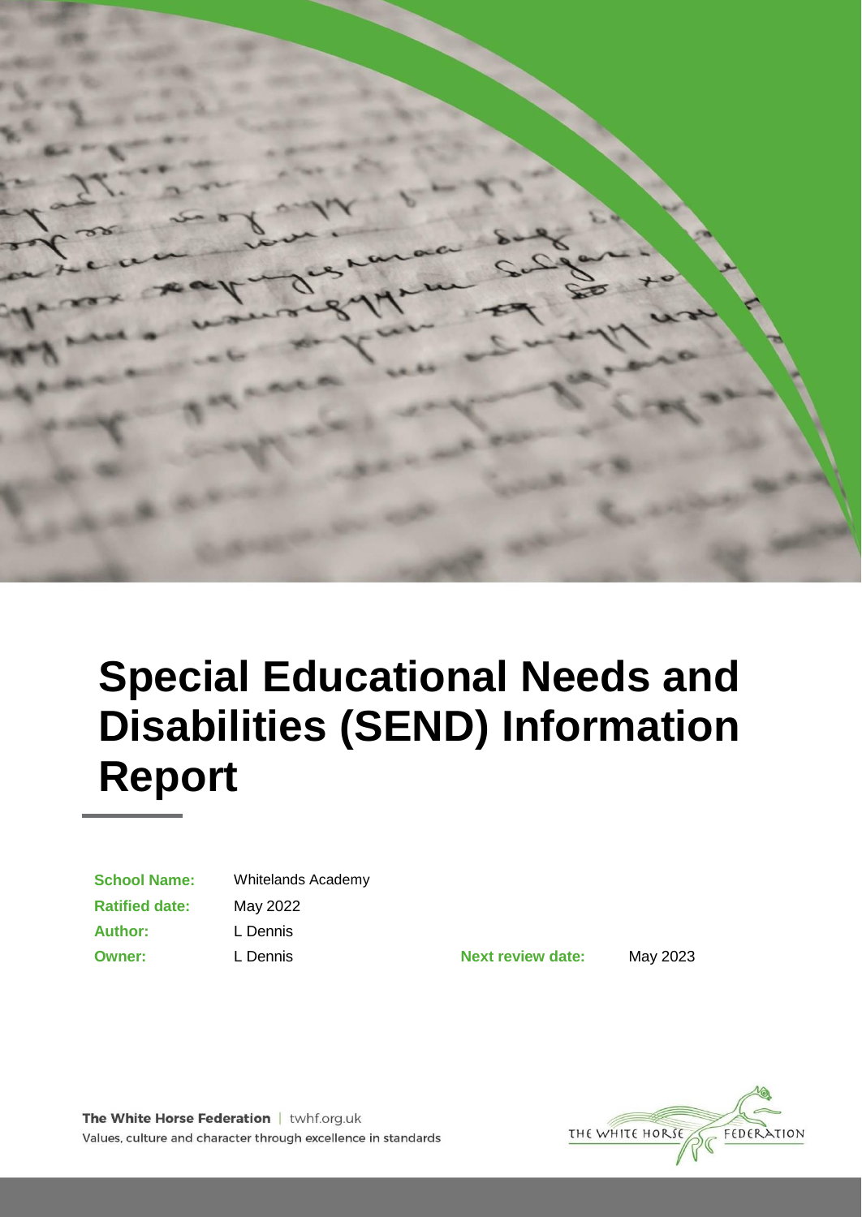# Special Educational Needs and Disabilities (SEND) Information Report

| | | | |
|---|---|---|---|
| **School Name:** | Whitelands Academy | | |
| **Ratified date:** | May 2022 | | |
| **Author:** | L Dennis | | |
| **Owner:** | L Dennis | **Next review date:** | May 2023 |

**The White Horse Federation** | twhf.org.uk
Values, culture and character through excellence in standards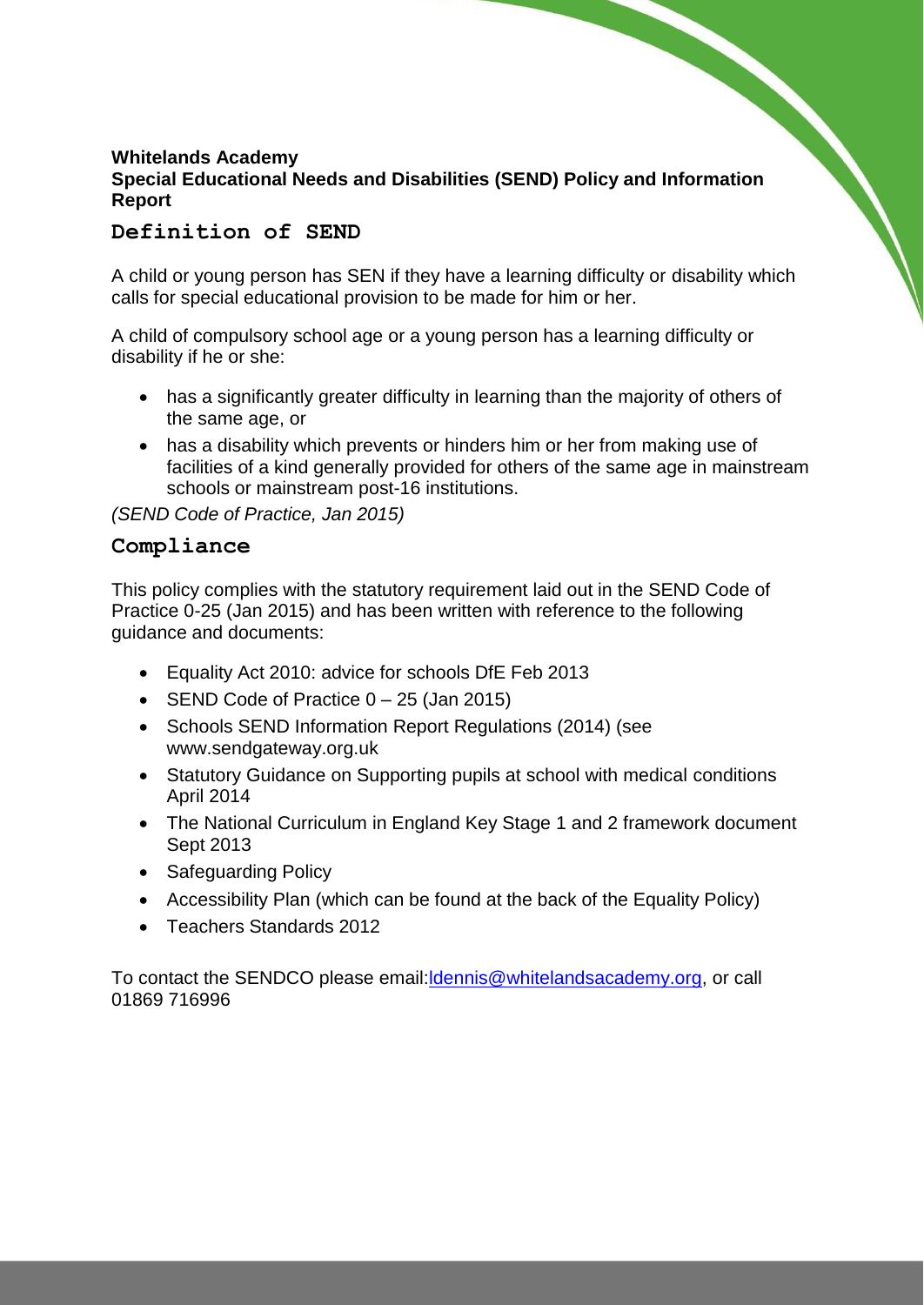**Whitelands Academy**
**Special Educational Needs and Disabilities (SEND) Policy and Information Report**

## Definition of SEND

A child or young person has SEN if they have a learning difficulty or disability which calls for special educational provision to be made for him or her.

A child of compulsory school age or a young person has a learning difficulty or disability if he or she:

- has a significantly greater difficulty in learning than the majority of others of the same age, or
- has a disability which prevents or hinders him or her from making use of facilities of a kind generally provided for others of the same age in mainstream schools or mainstream post-16 institutions.

*(SEND Code of Practice, Jan 2015)*

## Compliance

This policy complies with the statutory requirement laid out in the SEND Code of Practice 0-25 (Jan 2015) and has been written with reference to the following guidance and documents:

- Equality Act 2010: advice for schools DfE Feb 2013
- SEND Code of Practice 0 – 25 (Jan 2015)
- Schools SEND Information Report Regulations (2014) (see www.sendgateway.org.uk
- Statutory Guidance on Supporting pupils at school with medical conditions April 2014
- The National Curriculum in England Key Stage 1 and 2 framework document Sept 2013
- Safeguarding Policy
- Accessibility Plan (which can be found at the back of the Equality Policy)
- Teachers Standards 2012

To contact the SENDCO please email:[ldennis@whitelandsacademy.org](mailto:ldennis@whitelandsacademy.org), or call 01869 716996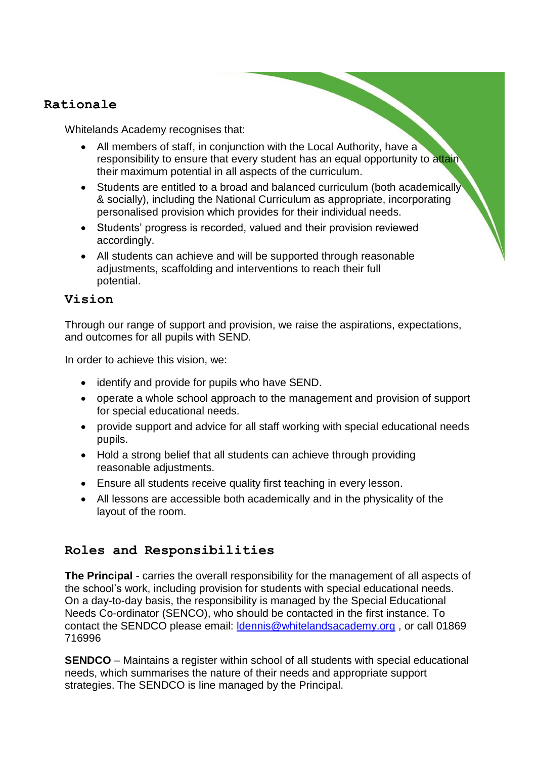## Rationale

Whitelands Academy recognises that:

- All members of staff, in conjunction with the Local Authority, have a responsibility to ensure that every student has an equal opportunity to attain their maximum potential in all aspects of the curriculum.
- Students are entitled to a broad and balanced curriculum (both academically & socially), including the National Curriculum as appropriate, incorporating personalised provision which provides for their individual needs.
- Students' progress is recorded, valued and their provision reviewed accordingly.
- All students can achieve and will be supported through reasonable adjustments, scaffolding and interventions to reach their full potential.

## Vision

Through our range of support and provision, we raise the aspirations, expectations, and outcomes for all pupils with SEND.

In order to achieve this vision, we:

- identify and provide for pupils who have SEND.
- operate a whole school approach to the management and provision of support for special educational needs.
- provide support and advice for all staff working with special educational needs pupils.
- Hold a strong belief that all students can achieve through providing reasonable adjustments.
- Ensure all students receive quality first teaching in every lesson.
- All lessons are accessible both academically and in the physicality of the layout of the room.

## Roles and Responsibilities

**The Principal** - carries the overall responsibility for the management of all aspects of the school's work, including provision for students with special educational needs. On a day-to-day basis, the responsibility is managed by the Special Educational Needs Co-ordinator (SENCO), who should be contacted in the first instance. To contact the SENDCO please email: ldennis@whitelandsacademy.org , or call 01869 716996

**SENDCO** – Maintains a register within school of all students with special educational needs, which summarises the nature of their needs and appropriate support strategies. The SENDCO is line managed by the Principal.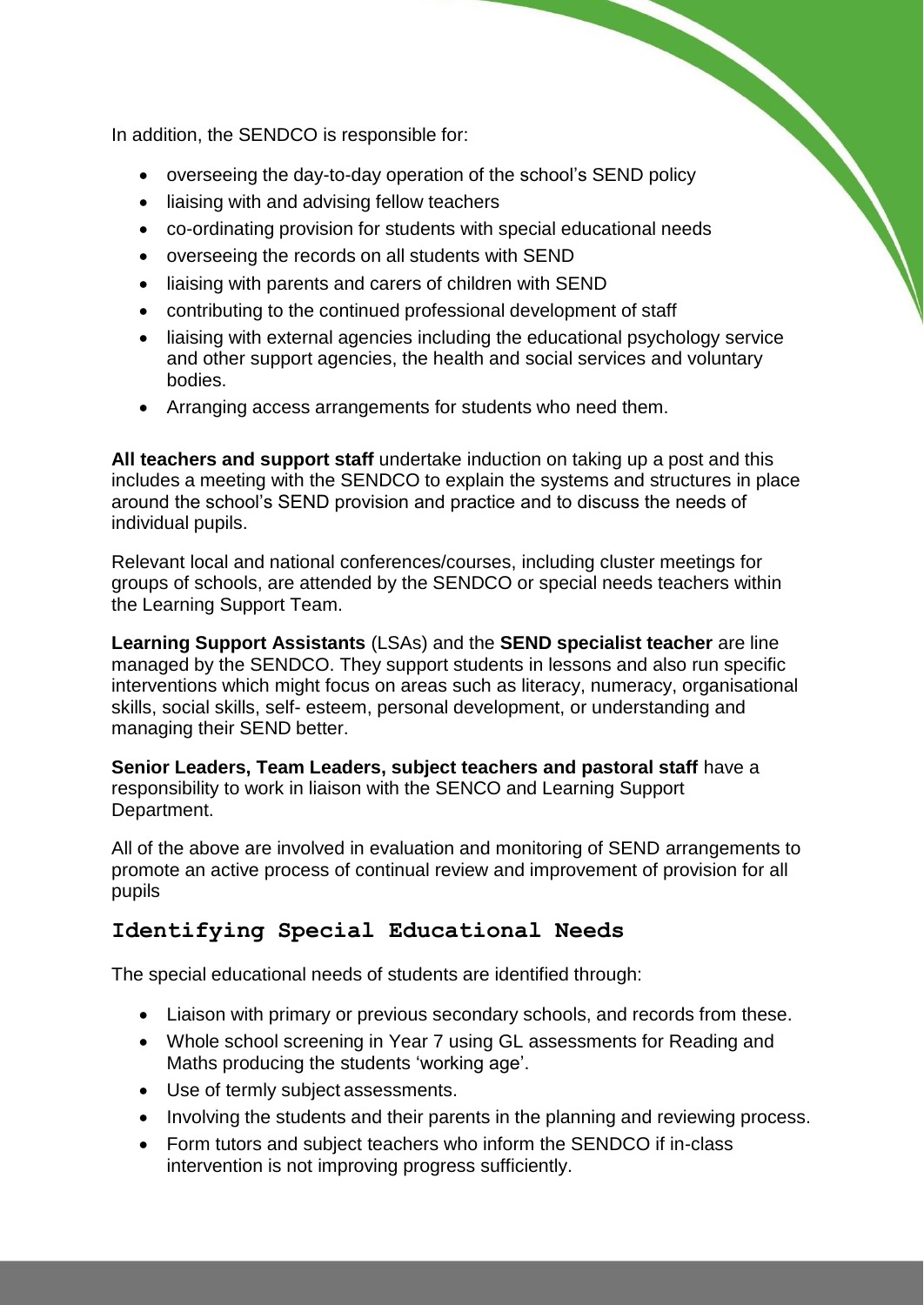In addition, the SENDCO is responsible for:

- overseeing the day-to-day operation of the school's SEND policy
- liaising with and advising fellow teachers
- co-ordinating provision for students with special educational needs
- overseeing the records on all students with SEND
- liaising with parents and carers of children with SEND
- contributing to the continued professional development of staff
- liaising with external agencies including the educational psychology service and other support agencies, the health and social services and voluntary bodies.
- Arranging access arrangements for students who need them.

**All teachers and support staff** undertake induction on taking up a post and this includes a meeting with the SENDCO to explain the systems and structures in place around the school's SEND provision and practice and to discuss the needs of individual pupils.

Relevant local and national conferences/courses, including cluster meetings for groups of schools, are attended by the SENDCO or special needs teachers within the Learning Support Team.

**Learning Support Assistants** (LSAs) and the **SEND specialist teacher** are line managed by the SENDCO. They support students in lessons and also run specific interventions which might focus on areas such as literacy, numeracy, organisational skills, social skills, self- esteem, personal development, or understanding and managing their SEND better.

**Senior Leaders, Team Leaders, subject teachers and pastoral staff** have a responsibility to work in liaison with the SENCO and Learning Support Department.

All of the above are involved in evaluation and monitoring of SEND arrangements to promote an active process of continual review and improvement of provision for all pupils

## Identifying Special Educational Needs

The special educational needs of students are identified through:

- Liaison with primary or previous secondary schools, and records from these.
- Whole school screening in Year 7 using GL assessments for Reading and Maths producing the students 'working age'.
- Use of termly subject assessments.
- Involving the students and their parents in the planning and reviewing process.
- Form tutors and subject teachers who inform the SENDCO if in-class intervention is not improving progress sufficiently.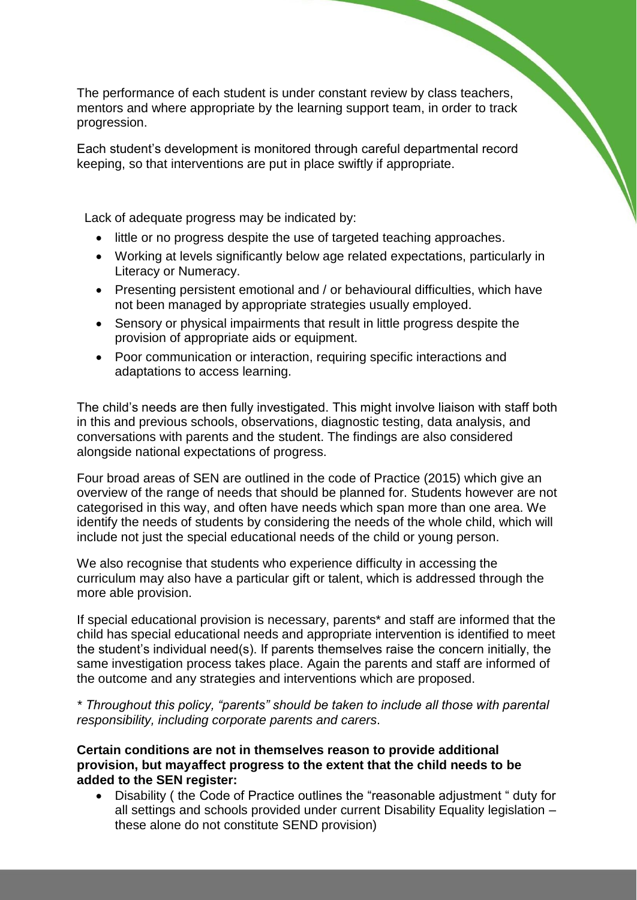The performance of each student is under constant review by class teachers, mentors and where appropriate by the learning support team, in order to track progression.

Each student's development is monitored through careful departmental record keeping, so that interventions are put in place swiftly if appropriate.

Lack of adequate progress may be indicated by:

- little or no progress despite the use of targeted teaching approaches.
- Working at levels significantly below age related expectations, particularly in Literacy or Numeracy.
- Presenting persistent emotional and / or behavioural difficulties, which have not been managed by appropriate strategies usually employed.
- Sensory or physical impairments that result in little progress despite the provision of appropriate aids or equipment.
- Poor communication or interaction, requiring specific interactions and adaptations to access learning.

The child's needs are then fully investigated. This might involve liaison with staff both in this and previous schools, observations, diagnostic testing, data analysis, and conversations with parents and the student. The findings are also considered alongside national expectations of progress.

Four broad areas of SEN are outlined in the code of Practice (2015) which give an overview of the range of needs that should be planned for. Students however are not categorised in this way, and often have needs which span more than one area. We identify the needs of students by considering the needs of the whole child, which will include not just the special educational needs of the child or young person.

We also recognise that students who experience difficulty in accessing the curriculum may also have a particular gift or talent, which is addressed through the more able provision.

If special educational provision is necessary, parents* and staff are informed that the child has special educational needs and appropriate intervention is identified to meet the student's individual need(s). If parents themselves raise the concern initially, the same investigation process takes place. Again the parents and staff are informed of the outcome and any strategies and interventions which are proposed.

*\* Throughout this policy, "parents" should be taken to include all those with parental responsibility, including corporate parents and carers.*

**Certain conditions are not in themselves reason to provide additional provision, but mayaffect progress to the extent that the child needs to be added to the SEN register:**

- Disability ( the Code of Practice outlines the "reasonable adjustment " duty for all settings and schools provided under current Disability Equality legislation – these alone do not constitute SEND provision)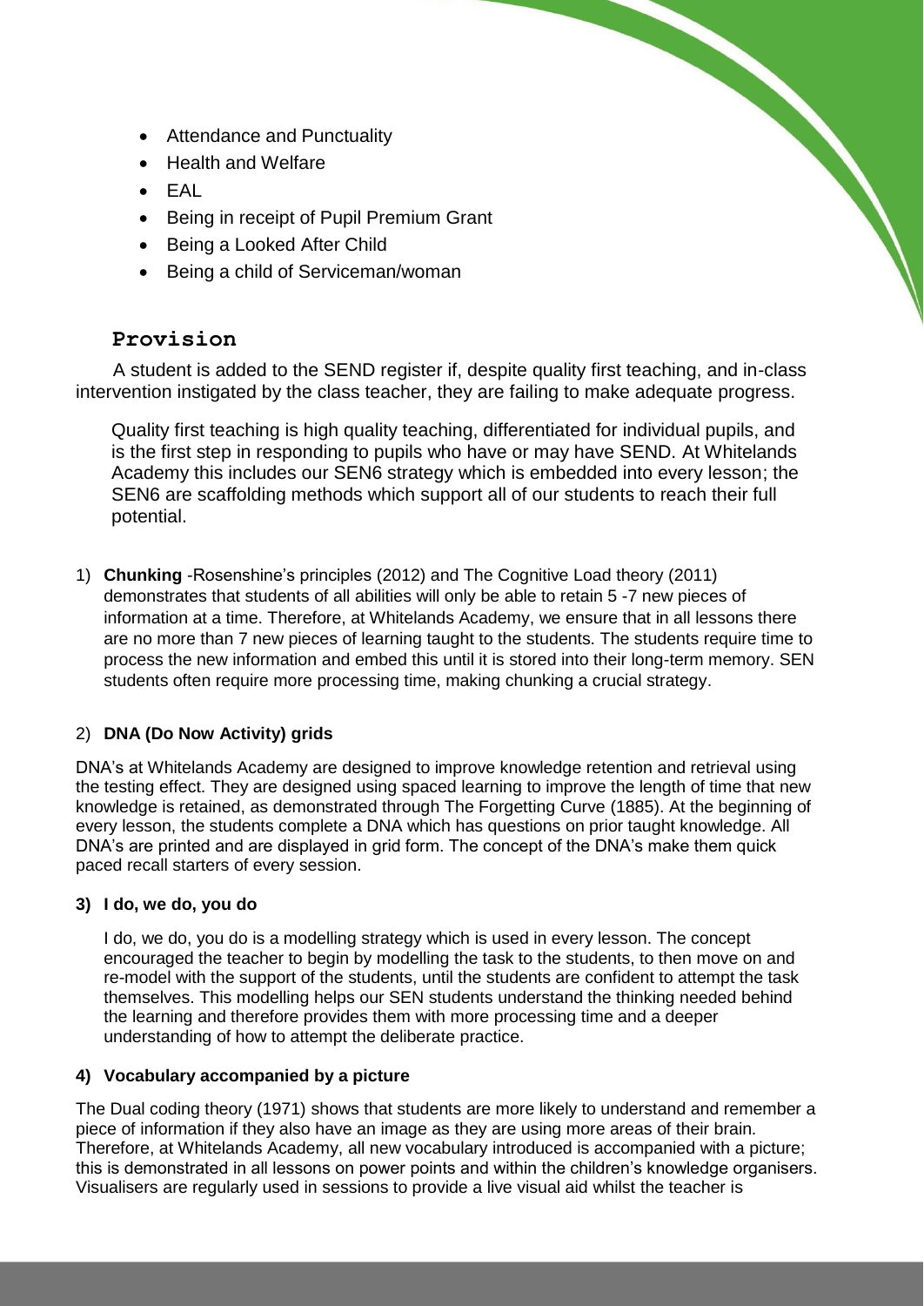- Attendance and Punctuality
- Health and Welfare
- EAL
- Being in receipt of Pupil Premium Grant
- Being a Looked After Child
- Being a child of Serviceman/woman

## Provision

A student is added to the SEND register if, despite quality first teaching, and in-class intervention instigated by the class teacher, they are failing to make adequate progress.

Quality first teaching is high quality teaching, differentiated for individual pupils, and is the first step in responding to pupils who have or may have SEND. At Whitelands Academy this includes our SEN6 strategy which is embedded into every lesson; the SEN6 are scaffolding methods which support all of our students to reach their full potential.

1) **Chunking** -Rosenshine's principles (2012) and The Cognitive Load theory (2011) demonstrates that students of all abilities will only be able to retain 5 -7 new pieces of information at a time. Therefore, at Whitelands Academy, we ensure that in all lessons there are no more than 7 new pieces of learning taught to the students. The students require time to process the new information and embed this until it is stored into their long-term memory. SEN students often require more processing time, making chunking a crucial strategy.

2) **DNA (Do Now Activity) grids**

DNA's at Whitelands Academy are designed to improve knowledge retention and retrieval using the testing effect. They are designed using spaced learning to improve the length of time that new knowledge is retained, as demonstrated through The Forgetting Curve (1885). At the beginning of every lesson, the students complete a DNA which has questions on prior taught knowledge. All DNA's are printed and are displayed in grid form. The concept of the DNA's make them quick paced recall starters of every session.

**3) I do, we do, you do**

I do, we do, you do is a modelling strategy which is used in every lesson. The concept encouraged the teacher to begin by modelling the task to the students, to then move on and re-model with the support of the students, until the students are confident to attempt the task themselves. This modelling helps our SEN students understand the thinking needed behind the learning and therefore provides them with more processing time and a deeper understanding of how to attempt the deliberate practice.

**4) Vocabulary accompanied by a picture**

The Dual coding theory (1971) shows that students are more likely to understand and remember a piece of information if they also have an image as they are using more areas of their brain. Therefore, at Whitelands Academy, all new vocabulary introduced is accompanied with a picture; this is demonstrated in all lessons on power points and within the children's knowledge organisers. Visualisers are regularly used in sessions to provide a live visual aid whilst the teacher is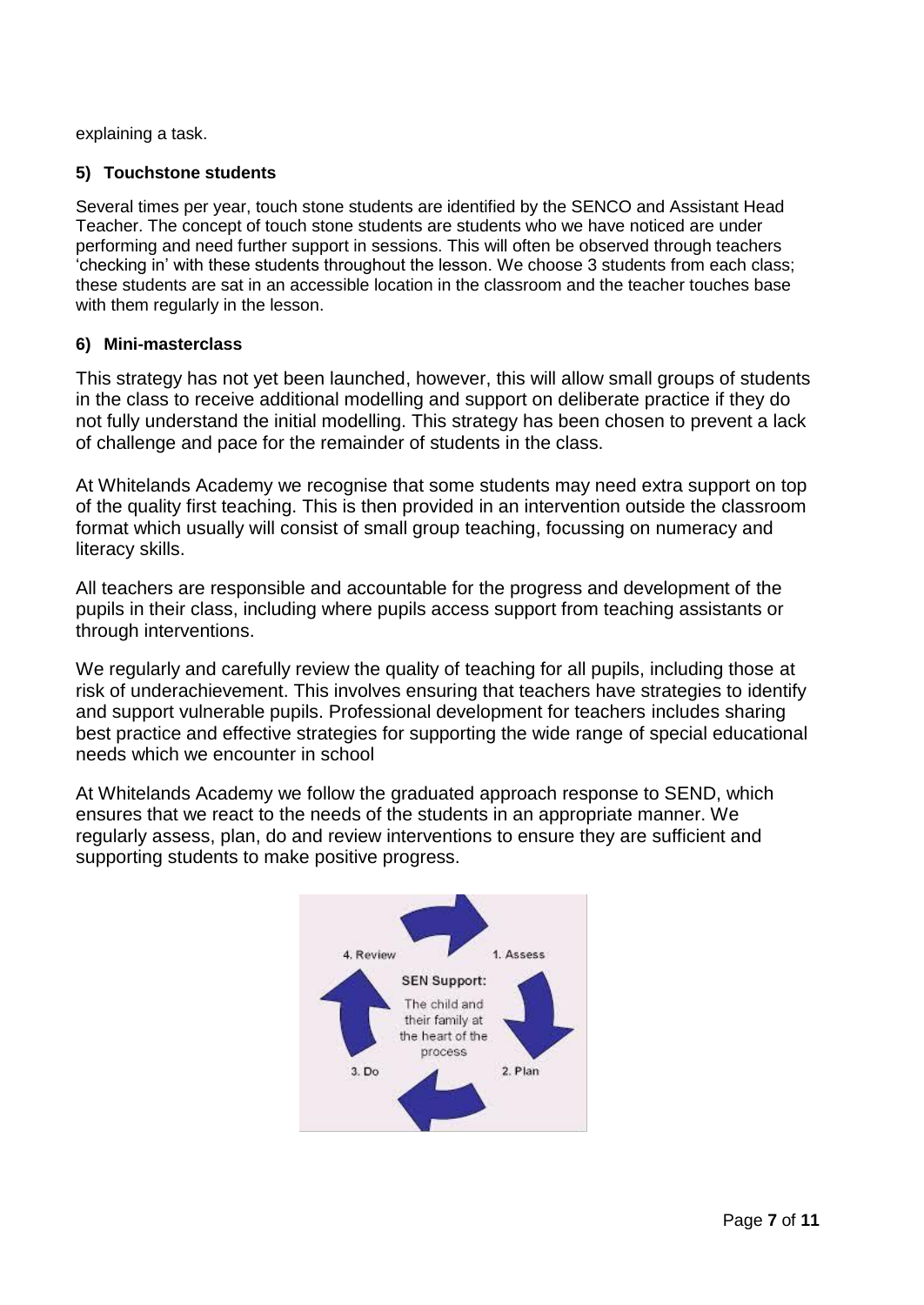explaining a task.

**5) Touchstone students**

Several times per year, touch stone students are identified by the SENCO and Assistant Head Teacher. The concept of touch stone students are students who we have noticed are under performing and need further support in sessions. This will often be observed through teachers 'checking in' with these students throughout the lesson. We choose 3 students from each class; these students are sat in an accessible location in the classroom and the teacher touches base with them regularly in the lesson.

**6) Mini-masterclass**

This strategy has not yet been launched, however, this will allow small groups of students in the class to receive additional modelling and support on deliberate practice if they do not fully understand the initial modelling. This strategy has been chosen to prevent a lack of challenge and pace for the remainder of students in the class.

At Whitelands Academy we recognise that some students may need extra support on top of the quality first teaching. This is then provided in an intervention outside the classroom format which usually will consist of small group teaching, focussing on numeracy and literacy skills.

All teachers are responsible and accountable for the progress and development of the pupils in their class, including where pupils access support from teaching assistants or through interventions.

We regularly and carefully review the quality of teaching for all pupils, including those at risk of underachievement. This involves ensuring that teachers have strategies to identify and support vulnerable pupils. Professional development for teachers includes sharing best practice and effective strategies for supporting the wide range of special educational needs which we encounter in school

At Whitelands Academy we follow the graduated approach response to SEND, which ensures that we react to the needs of the students in an appropriate manner. We regularly assess, plan, do and review interventions to ensure they are sufficient and supporting students to make positive progress.

1. Assess
2. Plan
3. Do
4. Review

SEN Support: The child and their family at the heart of the process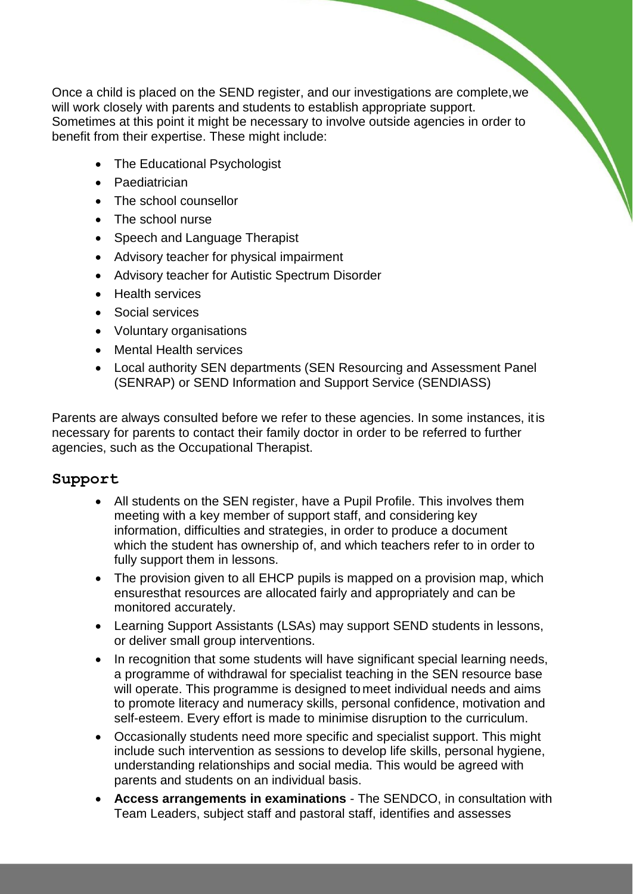Once a child is placed on the SEND register, and our investigations are complete,we will work closely with parents and students to establish appropriate support. Sometimes at this point it might be necessary to involve outside agencies in order to benefit from their expertise. These might include:

- The Educational Psychologist
- Paediatrician
- The school counsellor
- The school nurse
- Speech and Language Therapist
- Advisory teacher for physical impairment
- Advisory teacher for Autistic Spectrum Disorder
- Health services
- Social services
- Voluntary organisations
- Mental Health services
- Local authority SEN departments (SEN Resourcing and Assessment Panel (SENRAP) or SEND Information and Support Service (SENDIASS)

Parents are always consulted before we refer to these agencies. In some instances, itis necessary for parents to contact their family doctor in order to be referred to further agencies, such as the Occupational Therapist.

## Support

- All students on the SEN register, have a Pupil Profile. This involves them meeting with a key member of support staff, and considering key information, difficulties and strategies, in order to produce a document which the student has ownership of, and which teachers refer to in order to fully support them in lessons.
- The provision given to all EHCP pupils is mapped on a provision map, which ensuresthat resources are allocated fairly and appropriately and can be monitored accurately.
- Learning Support Assistants (LSAs) may support SEND students in lessons, or deliver small group interventions.
- In recognition that some students will have significant special learning needs, a programme of withdrawal for specialist teaching in the SEN resource base will operate. This programme is designed to meet individual needs and aims to promote literacy and numeracy skills, personal confidence, motivation and self-esteem. Every effort is made to minimise disruption to the curriculum.
- Occasionally students need more specific and specialist support. This might include such intervention as sessions to develop life skills, personal hygiene, understanding relationships and social media. This would be agreed with parents and students on an individual basis.
- **Access arrangements in examinations** - The SENDCO, in consultation with Team Leaders, subject staff and pastoral staff, identifies and assesses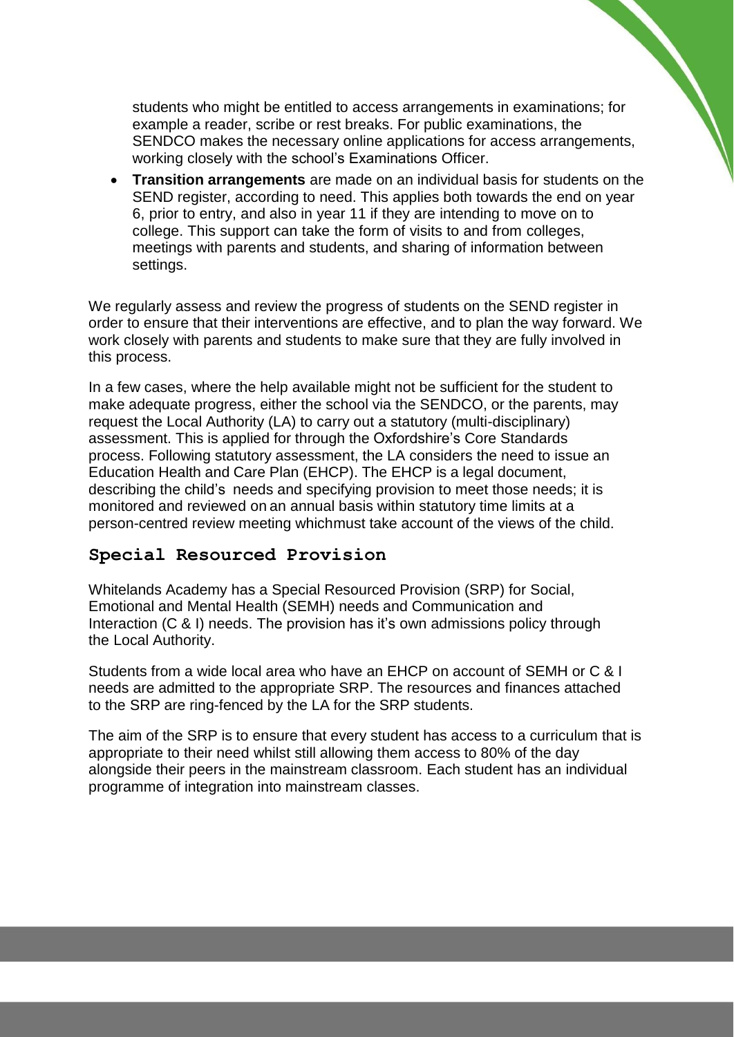students who might be entitled to access arrangements in examinations; for example a reader, scribe or rest breaks. For public examinations, the SENDCO makes the necessary online applications for access arrangements, working closely with the school's Examinations Officer.

- **Transition arrangements** are made on an individual basis for students on the SEND register, according to need. This applies both towards the end on year 6, prior to entry, and also in year 11 if they are intending to move on to college. This support can take the form of visits to and from colleges, meetings with parents and students, and sharing of information between settings.

We regularly assess and review the progress of students on the SEND register in order to ensure that their interventions are effective, and to plan the way forward. We work closely with parents and students to make sure that they are fully involved in this process.

In a few cases, where the help available might not be sufficient for the student to make adequate progress, either the school via the SENDCO, or the parents, may request the Local Authority (LA) to carry out a statutory (multi-disciplinary) assessment. This is applied for through the Oxfordshire's Core Standards process. Following statutory assessment, the LA considers the need to issue an Education Health and Care Plan (EHCP). The EHCP is a legal document, describing the child's needs and specifying provision to meet those needs; it is monitored and reviewed on an annual basis within statutory time limits at a person-centred review meeting whichmust take account of the views of the child.

## Special Resourced Provision

Whitelands Academy has a Special Resourced Provision (SRP) for Social, Emotional and Mental Health (SEMH) needs and Communication and Interaction (C & I) needs. The provision has it's own admissions policy through the Local Authority.

Students from a wide local area who have an EHCP on account of SEMH or C & I needs are admitted to the appropriate SRP. The resources and finances attached to the SRP are ring-fenced by the LA for the SRP students.

The aim of the SRP is to ensure that every student has access to a curriculum that is appropriate to their need whilst still allowing them access to 80% of the day alongside their peers in the mainstream classroom. Each student has an individual programme of integration into mainstream classes.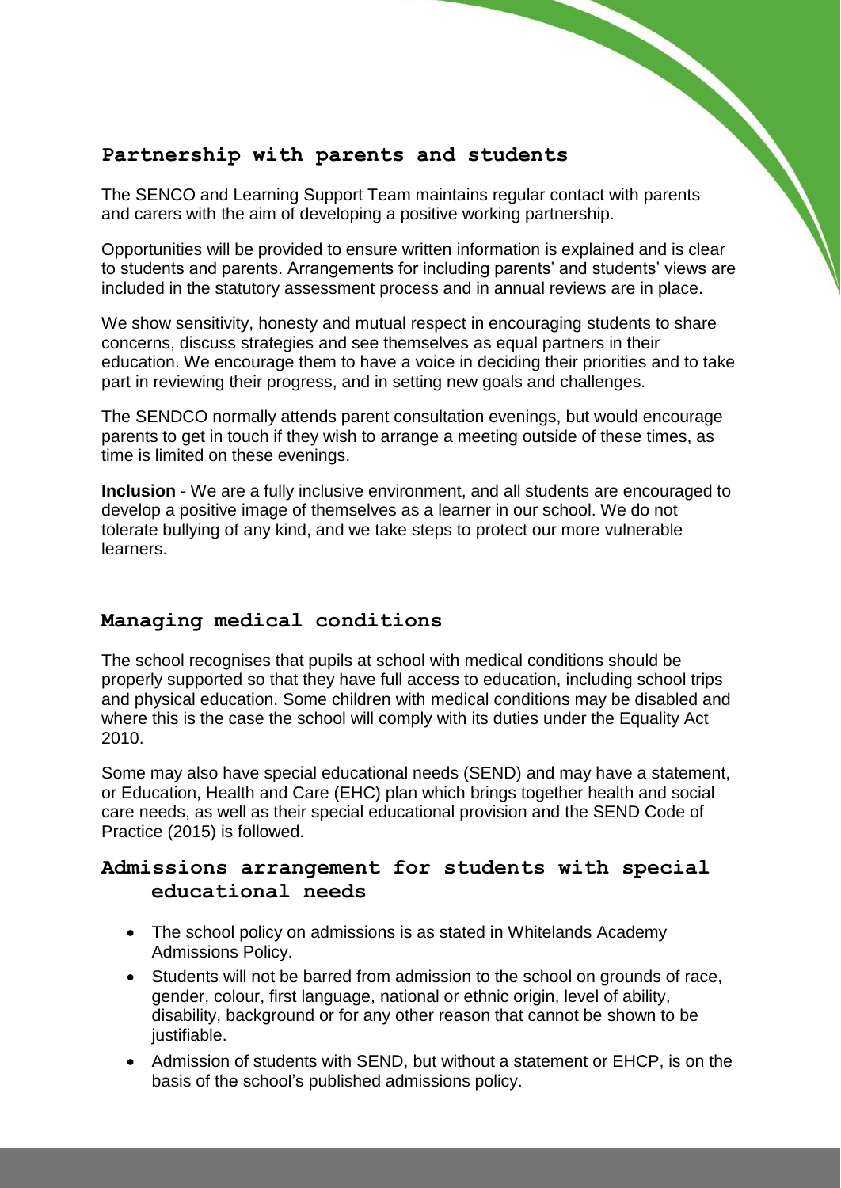## Partnership with parents and students

The SENCO and Learning Support Team maintains regular contact with parents and carers with the aim of developing a positive working partnership.

Opportunities will be provided to ensure written information is explained and is clear to students and parents. Arrangements for including parents' and students' views are included in the statutory assessment process and in annual reviews are in place.

We show sensitivity, honesty and mutual respect in encouraging students to share concerns, discuss strategies and see themselves as equal partners in their education. We encourage them to have a voice in deciding their priorities and to take part in reviewing their progress, and in setting new goals and challenges.

The SENDCO normally attends parent consultation evenings, but would encourage parents to get in touch if they wish to arrange a meeting outside of these times, as time is limited on these evenings.

**Inclusion** - We are a fully inclusive environment, and all students are encouraged to develop a positive image of themselves as a learner in our school. We do not tolerate bullying of any kind, and we take steps to protect our more vulnerable learners.

## Managing medical conditions

The school recognises that pupils at school with medical conditions should be properly supported so that they have full access to education, including school trips and physical education. Some children with medical conditions may be disabled and where this is the case the school will comply with its duties under the Equality Act 2010.

Some may also have special educational needs (SEND) and may have a statement, or Education, Health and Care (EHC) plan which brings together health and social care needs, as well as their special educational provision and the SEND Code of Practice (2015) is followed.

## Admissions arrangement for students with special educational needs

- The school policy on admissions is as stated in Whitelands Academy Admissions Policy.
- Students will not be barred from admission to the school on grounds of race, gender, colour, first language, national or ethnic origin, level of ability, disability, background or for any other reason that cannot be shown to be justifiable.
- Admission of students with SEND, but without a statement or EHCP, is on the basis of the school's published admissions policy.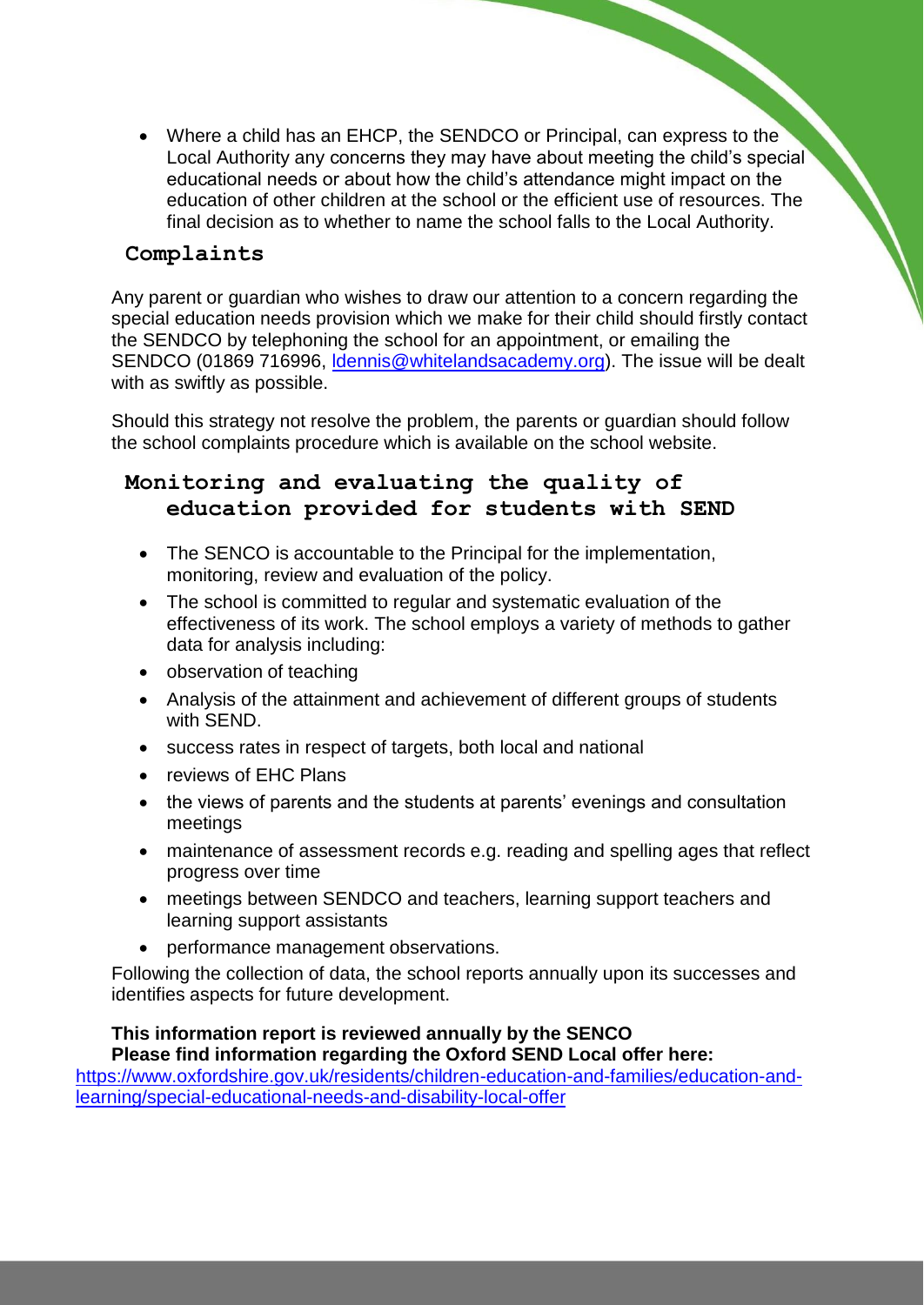- Where a child has an EHCP, the SENDCO or Principal, can express to the Local Authority any concerns they may have about meeting the child's special educational needs or about how the child's attendance might impact on the education of other children at the school or the efficient use of resources. The final decision as to whether to name the school falls to the Local Authority.

## Complaints

Any parent or guardian who wishes to draw our attention to a concern regarding the special education needs provision which we make for their child should firstly contact the SENDCO by telephoning the school for an appointment, or emailing the SENDCO (01869 716996, [ldennis@whitelandsacademy.org](mailto:ldennis@whitelandsacademy.org)). The issue will be dealt with as swiftly as possible.

Should this strategy not resolve the problem, the parents or guardian should follow the school complaints procedure which is available on the school website.

## Monitoring and evaluating the quality of education provided for students with SEND

- The SENCO is accountable to the Principal for the implementation, monitoring, review and evaluation of the policy.
- The school is committed to regular and systematic evaluation of the effectiveness of its work. The school employs a variety of methods to gather data for analysis including:
- observation of teaching
- Analysis of the attainment and achievement of different groups of students with SEND.
- success rates in respect of targets, both local and national
- reviews of EHC Plans
- the views of parents and the students at parents' evenings and consultation meetings
- maintenance of assessment records e.g. reading and spelling ages that reflect progress over time
- meetings between SENDCO and teachers, learning support teachers and learning support assistants
- performance management observations.

Following the collection of data, the school reports annually upon its successes and identifies aspects for future development.

**This information report is reviewed annually by the SENCO**
**Please find information regarding the Oxford SEND Local offer here:**
[https://www.oxfordshire.gov.uk/residents/children-education-and-families/education-and-learning/special-educational-needs-and-disability-local-offer](https://www.oxfordshire.gov.uk/residents/children-education-and-families/education-and-learning/special-educational-needs-and-disability-local-offer)